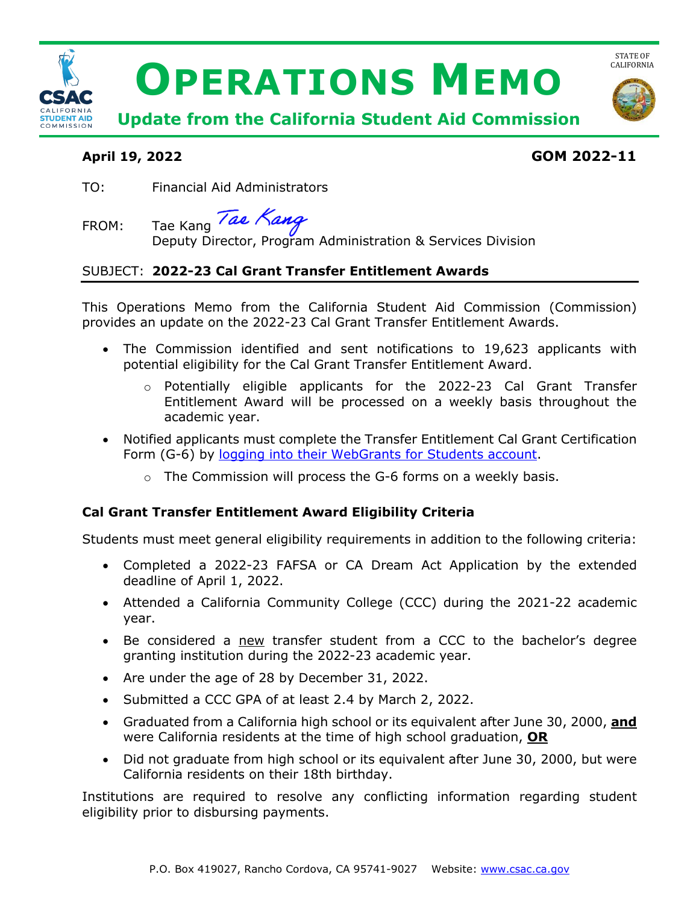# OPERATIONS MEMO

## Update from the California Student Aid Commission

STATE OF CALIFORNIA

**April 19, 2022** **GOM 2022-11**

TO: Financial Aid Administrators

FROM: Tae Kang *Tae Kang*
Deputy Director, Program Administration & Services Division

SUBJECT: **2022-23 Cal Grant Transfer Entitlement Awards**

This Operations Memo from the California Student Aid Commission (Commission) provides an update on the 2022-23 Cal Grant Transfer Entitlement Awards.

- The Commission identified and sent notifications to 19,623 applicants with potential eligibility for the Cal Grant Transfer Entitlement Award.
  - Potentially eligible applicants for the 2022-23 Cal Grant Transfer Entitlement Award will be processed on a weekly basis throughout the academic year.
- Notified applicants must complete the Transfer Entitlement Cal Grant Certification Form (G-6) by logging into their WebGrants for Students account.
  - The Commission will process the G-6 forms on a weekly basis.

### Cal Grant Transfer Entitlement Award Eligibility Criteria

Students must meet general eligibility requirements in addition to the following criteria:

- Completed a 2022-23 FAFSA or CA Dream Act Application by the extended deadline of April 1, 2022.
- Attended a California Community College (CCC) during the 2021-22 academic year.
- Be considered a new transfer student from a CCC to the bachelor's degree granting institution during the 2022-23 academic year.
- Are under the age of 28 by December 31, 2022.
- Submitted a CCC GPA of at least 2.4 by March 2, 2022.
- Graduated from a California high school or its equivalent after June 30, 2000, **and** were California residents at the time of high school graduation, **OR**
- Did not graduate from high school or its equivalent after June 30, 2000, but were California residents on their 18th birthday.

Institutions are required to resolve any conflicting information regarding student eligibility prior to disbursing payments.

P.O. Box 419027, Rancho Cordova, CA 95741-9027 Website: www.csac.ca.gov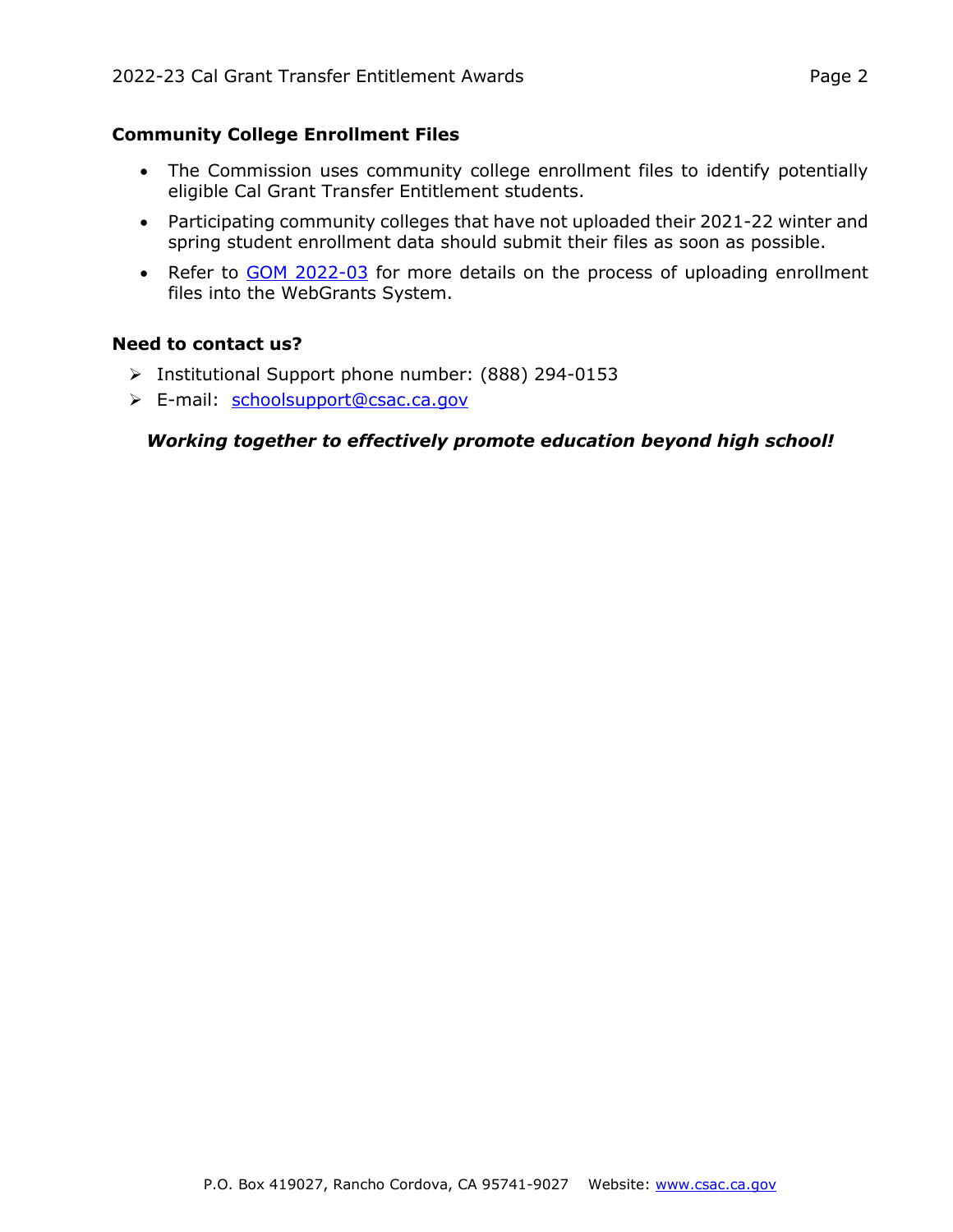### Community College Enrollment Files

- The Commission uses community college enrollment files to identify potentially eligible Cal Grant Transfer Entitlement students.
- Participating community colleges that have not uploaded their 2021-22 winter and spring student enrollment data should submit their files as soon as possible.
- Refer to GOM 2022-03 for more details on the process of uploading enrollment files into the WebGrants System.

### Need to contact us?

- Institutional Support phone number: (888) 294-0153
- E-mail: schoolsupport@csac.ca.gov

***Working together to effectively promote education beyond high school!***

P.O. Box 419027, Rancho Cordova, CA 95741-9027 Website: www.csac.ca.gov